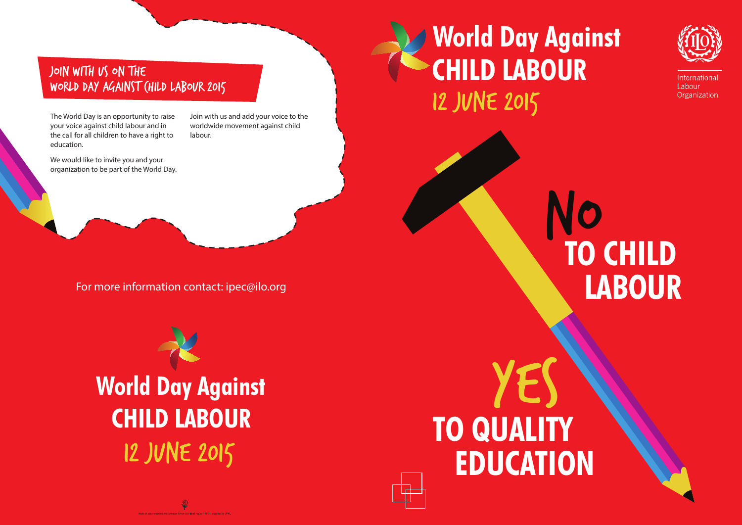## JOIN WITH US ON THE WORLD DAY AGAINST CHILD LABOUR 2015

The World Day is an opportunity to raise your voice against child labour and in the call for all children to have a right to education.

We would like to invite you and your organization to be part of the World Day.

Join with us and add your voice to the worldwide movement against child labour.

For more information contact: ipec@ilo.org

# World Day Against CHILD LABOUR

## 12 JUNE 2015

# World Day Against CHILD LABOUR

## 12 JUNE 2015

International Labour Organization

# NO TO CHILD LABOUR

# YES TO QUALITY EDUCATION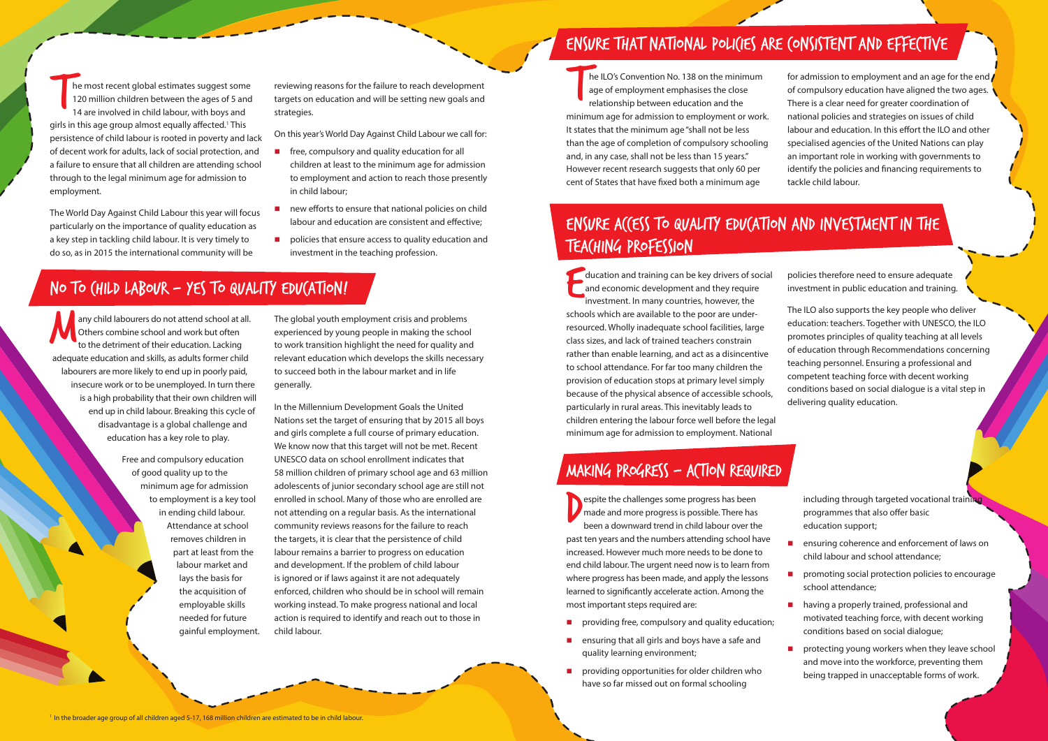The most recent global estimates suggest some 120 million children between the ages of 5 and 14 are involved in child labour, with boys and girls in this age group almost equally affected.[1] This persistence of child labour is rooted in poverty and lack of decent work for adults, lack of social protection, and a failure to ensure that all children are attending school through to the legal minimum age for admission to employment.

The World Day Against Child Labour this year will focus particularly on the importance of quality education as a key step in tackling child labour. It is very timely to do so, as in 2015 the international community will be reviewing reasons for the failure to reach development targets on education and will be setting new goals and strategies.

On this year's World Day Against Child Labour we call for:

- free, compulsory and quality education for all children at least to the minimum age for admission to employment and action to reach those presently in child labour;
- new efforts to ensure that national policies on child labour and education are consistent and effective;
- policies that ensure access to quality education and investment in the teaching profession.

## No to Child Labour – Yes to Quality Education!

Many child labourers do not attend school at all. Others combine school and work but often to the detriment of their education. Lacking adequate education and skills, as adults former child labourers are more likely to end up in poorly paid, insecure work or to be unemployed. In turn there is a high probability that their own children will end up in child labour. Breaking this cycle of disadvantage is a global challenge and education has a key role to play.

Free and compulsory education of good quality up to the minimum age for admission to employment is a key tool in ending child labour. Attendance at school removes children in part at least from the labour market and lays the basis for the acquisition of employable skills needed for future gainful employment.

The global youth employment crisis and problems experienced by young people in making the school to work transition highlight the need for quality and relevant education which develops the skills necessary to succeed both in the labour market and in life generally.

In the Millennium Development Goals the United Nations set the target of ensuring that by 2015 all boys and girls complete a full course of primary education. We know now that this target will not be met. Recent UNESCO data on school enrollment indicates that 58 million children of primary school age and 63 million adolescents of junior secondary school age are still not enrolled in school. Many of those who are enrolled are not attending on a regular basis. As the international community reviews reasons for the failure to reach the targets, it is clear that the persistence of child labour remains a barrier to progress on education and development. If the problem of child labour is ignored or if laws against it are not adequately enforced, children who should be in school will remain working instead. To make progress national and local action is required to identify and reach out to those in child labour.

## Ensure that National Policies are Consistent and Effective

The ILO's Convention No. 138 on the minimum age of employment emphasises the close relationship between education and the minimum age for admission to employment or work. It states that the minimum age "shall not be less than the age of completion of compulsory schooling and, in any case, shall not be less than 15 years." However recent research suggests that only 60 per cent of States that have fixed both a minimum age for admission to employment and an age for the end of compulsory education have aligned the two ages. There is a clear need for greater coordination of national policies and strategies on issues of child labour and education. In this effort the ILO and other specialised agencies of the United Nations can play an important role in working with governments to identify the policies and financing requirements to tackle child labour.

## Ensure Access to Quality Education and Investment in the Teaching Profession

Education and training can be key drivers of social and economic development and they require investment. In many countries, however, the schools which are available to the poor are under-resourced. Wholly inadequate school facilities, large class sizes, and lack of trained teachers constrain rather than enable learning, and act as a disincentive to school attendance. For far too many children the provision of education stops at primary level simply because of the physical absence of accessible schools, particularly in rural areas. This inevitably leads to children entering the labour force well before the legal minimum age for admission to employment. National policies therefore need to ensure adequate investment in public education and training.

The ILO also supports the key people who deliver education: teachers. Together with UNESCO, the ILO promotes principles of quality teaching at all levels of education through Recommendations concerning teaching personnel. Ensuring a professional and competent teaching force with decent working conditions based on social dialogue is a vital step in delivering quality education.

## Making Progress – Action Required

Despite the challenges some progress has been made and more progress is possible. There has been a downward trend in child labour over the past ten years and the numbers attending school have increased. However much more needs to be done to end child labour. The urgent need now is to learn from where progress has been made, and apply the lessons learned to significantly accelerate action. Among the most important steps required are:

- providing free, compulsory and quality education;
- ensuring that all girls and boys have a safe and quality learning environment;
- providing opportunities for older children who have so far missed out on formal schooling including through targeted vocational training programmes that also offer basic education support;
- ensuring coherence and enforcement of laws on child labour and school attendance;
- promoting social protection policies to encourage school attendance;
- having a properly trained, professional and motivated teaching force, with decent working conditions based on social dialogue;
- protecting young workers when they leave school and move into the workforce, preventing them being trapped in unacceptable forms of work.

[1] In the broader age group of all children aged 5-17, 168 million children are estimated to be in child labour.